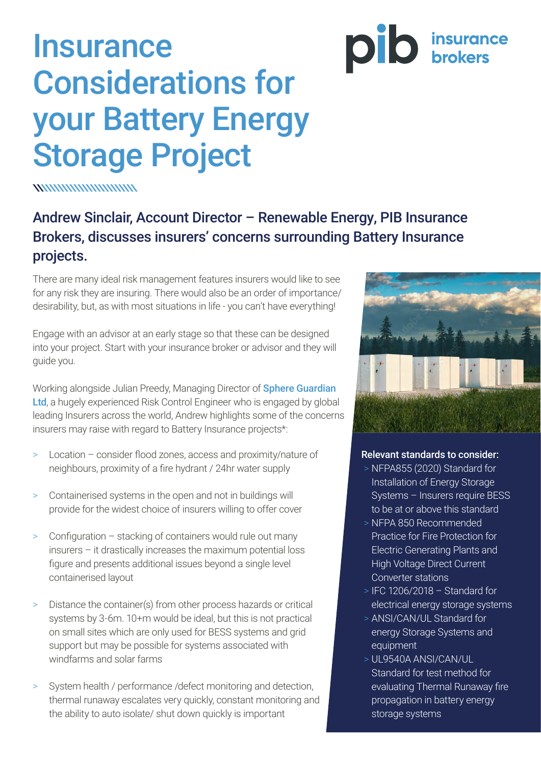# Insurance Considerations for your Battery Energy Storage Project

## Andrew Sinclair, Account Director – Renewable Energy, PIB Insurance Brokers, discusses insurers' concerns surrounding Battery Insurance projects.

There are many ideal risk management features insurers would like to see for any risk they are insuring. There would also be an order of importance/desirability, but, as with most situations in life - you can't have everything!

Engage with an advisor at an early stage so that these can be designed into your project. Start with your insurance broker or advisor and they will guide you.

Working alongside Julian Preedy, Managing Director of Sphere Guardian Ltd, a hugely experienced Risk Control Engineer who is engaged by global leading Insurers across the world, Andrew highlights some of the concerns insurers may raise with regard to Battery Insurance projects*:

- Location – consider flood zones, access and proximity/nature of neighbours, proximity of a fire hydrant / 24hr water supply
- Containerised systems in the open and not in buildings will provide for the widest choice of insurers willing to offer cover
- Configuration – stacking of containers would rule out many insurers – it drastically increases the maximum potential loss figure and presents additional issues beyond a single level containerised layout
- Distance the container(s) from other process hazards or critical systems by 3-6m. 10+m would be ideal, but this is not practical on small sites which are only used for BESS systems and grid support but may be possible for systems associated with windfarms and solar farms
- System health / performance /defect monitoring and detection, thermal runaway escalates very quickly, constant monitoring and the ability to auto isolate/ shut down quickly is important

**Relevant standards to consider:**

- NFPA855 (2020) Standard for Installation of Energy Storage Systems – Insurers require BESS to be at or above this standard
- NFPA 850 Recommended Practice for Fire Protection for Electric Generating Plants and High Voltage Direct Current Converter stations
- IFC 1206/2018 – Standard for electrical energy storage systems
- ANSI/CAN/UL Standard for energy Storage Systems and equipment
- UL9540A ANSI/CAN/UL Standard for test method for evaluating Thermal Runaway fire propagation in battery energy storage systems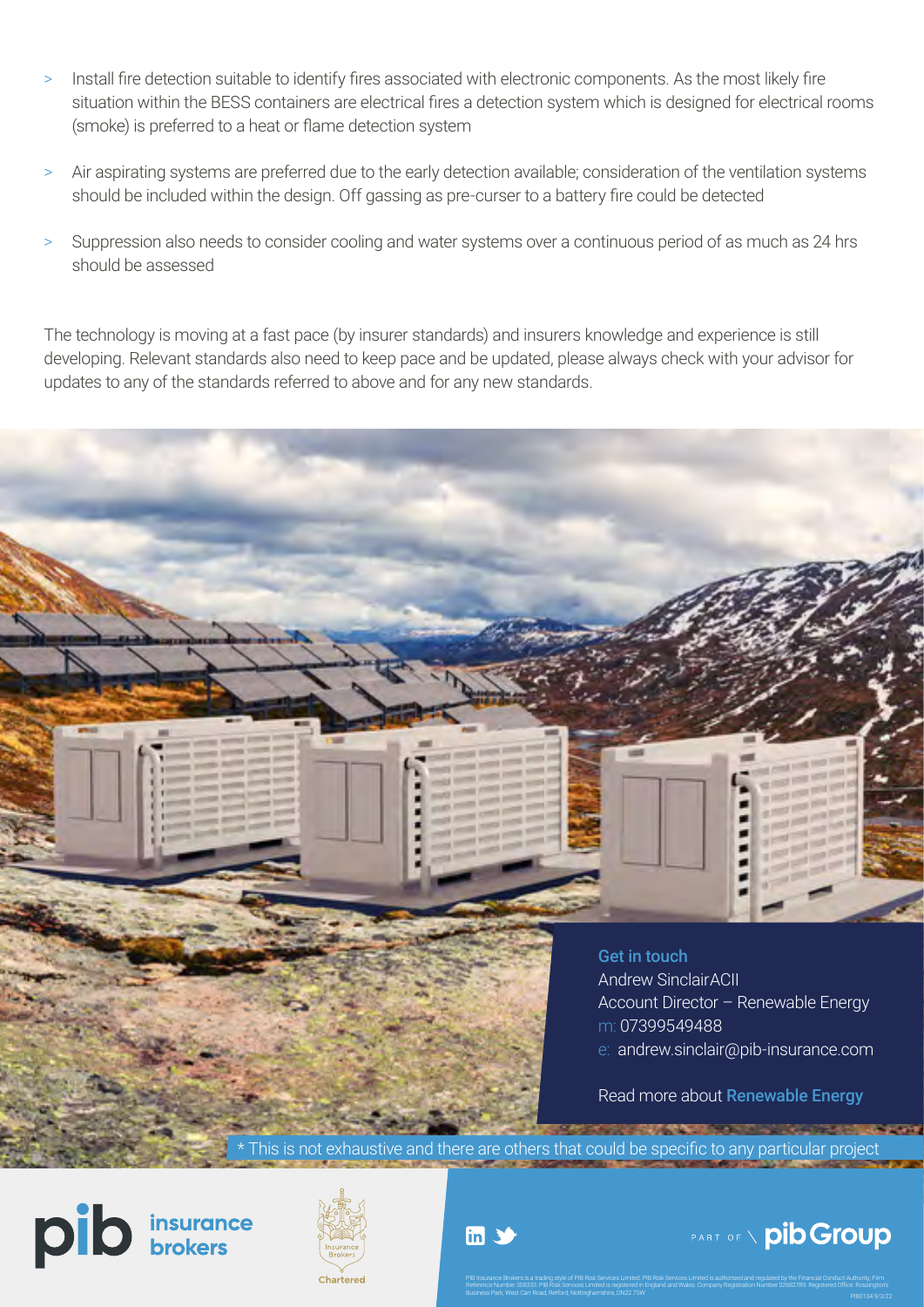- Install fire detection suitable to identify fires associated with electronic components. As the most likely fire situation within the BESS containers are electrical fires a detection system which is designed for electrical rooms (smoke) is preferred to a heat or flame detection system
- Air aspirating systems are preferred due to the early detection available; consideration of the ventilation systems should be included within the design. Off gassing as pre-curser to a battery fire could be detected
- Suppression also needs to consider cooling and water systems over a continuous period of as much as 24 hrs should be assessed

The technology is moving at a fast pace (by insurer standards) and insurers knowledge and experience is still developing. Relevant standards also need to keep pace and be updated, please always check with your advisor for updates to any of the standards referred to above and for any new standards.

**Get in touch**
Andrew SinclairACII
Account Director – Renewable Energy
m: 07399549488
e: andrew.sinclair@pib-insurance.com

Read more about **Renewable Energy**

* This is not exhaustive and there are others that could be specific to any particular project

pib insurance brokers

Insurance Brokers Chartered

PART OF pib Group

PIB Insurance Brokers is a trading style of PIB Risk Services Limited. PIB Risk Services Limited is authorised and regulated by the Financial Conduct Authority, Firm Reference Number 308333. PIB Risk Services Limited is registered in England and Wales. Company Registration Number 02682789. Registered Office: Rossington's Business Park, West Carr Road, Retford, Nottinghamshire, DN22 7SW

PIB0134 9/3/22